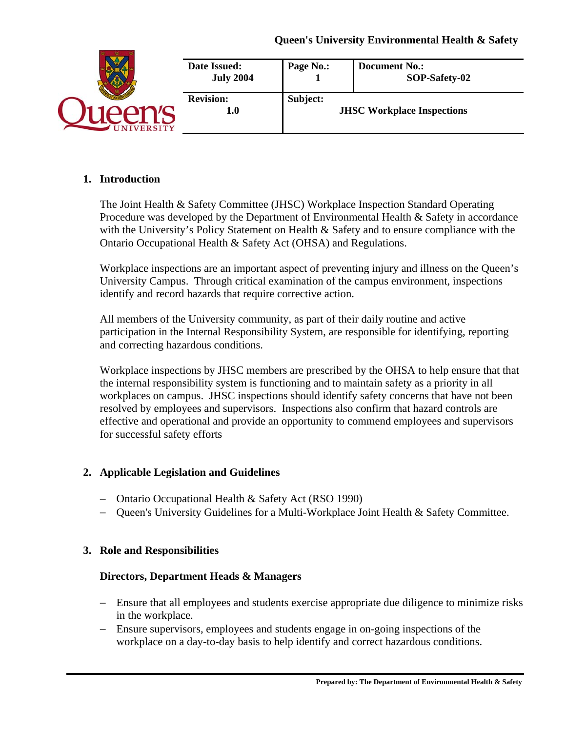Queen's University Environmental Health & Safety

| Date Issued: July 2004 | Page No.: 1 | Document No.: SOP-Safety-02 |
|---|---|---|
| Revision: 1.0 | Subject: JHSC Workplace Inspections | |

## 1. Introduction

The Joint Health & Safety Committee (JHSC) Workplace Inspection Standard Operating Procedure was developed by the Department of Environmental Health & Safety in accordance with the University's Policy Statement on Health & Safety and to ensure compliance with the Ontario Occupational Health & Safety Act (OHSA) and Regulations.

Workplace inspections are an important aspect of preventing injury and illness on the Queen's University Campus. Through critical examination of the campus environment, inspections identify and record hazards that require corrective action.

All members of the University community, as part of their daily routine and active participation in the Internal Responsibility System, are responsible for identifying, reporting and correcting hazardous conditions.

Workplace inspections by JHSC members are prescribed by the OHSA to help ensure that that the internal responsibility system is functioning and to maintain safety as a priority in all workplaces on campus. JHSC inspections should identify safety concerns that have not been resolved by employees and supervisors. Inspections also confirm that hazard controls are effective and operational and provide an opportunity to commend employees and supervisors for successful safety efforts

## 2. Applicable Legislation and Guidelines

- Ontario Occupational Health & Safety Act (RSO 1990)
- Queen's University Guidelines for a Multi-Workplace Joint Health & Safety Committee.

## 3. Role and Responsibilities

**Directors, Department Heads & Managers**

- Ensure that all employees and students exercise appropriate due diligence to minimize risks in the workplace.
- Ensure supervisors, employees and students engage in on-going inspections of the workplace on a day-to-day basis to help identify and correct hazardous conditions.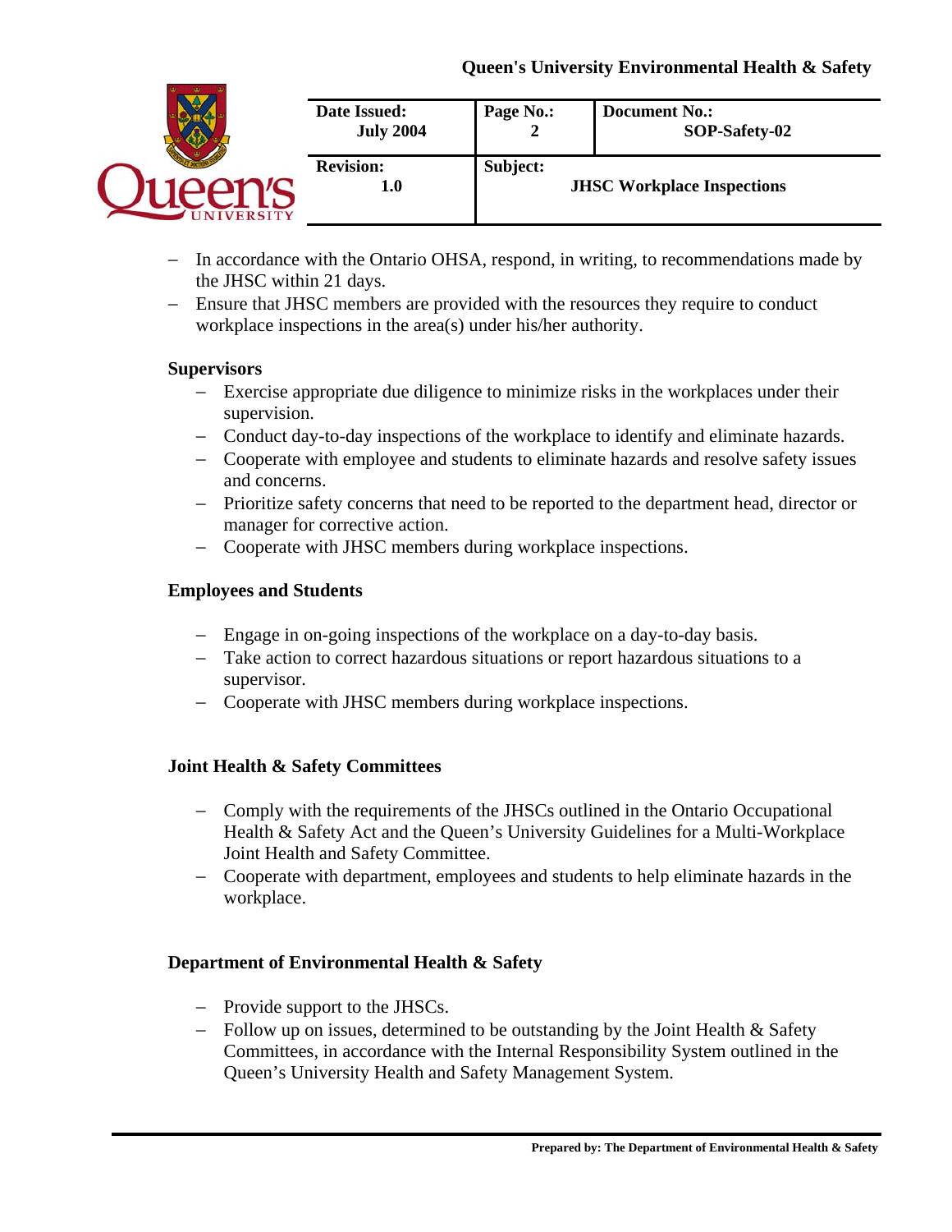- In accordance with the Ontario OHSA, respond, in writing, to recommendations made by the JHSC within 21 days.
- Ensure that JHSC members are provided with the resources they require to conduct workplace inspections in the area(s) under his/her authority.

**Supervisors**

- Exercise appropriate due diligence to minimize risks in the workplaces under their supervision.
- Conduct day-to-day inspections of the workplace to identify and eliminate hazards.
- Cooperate with employee and students to eliminate hazards and resolve safety issues and concerns.
- Prioritize safety concerns that need to be reported to the department head, director or manager for corrective action.
- Cooperate with JHSC members during workplace inspections.

**Employees and Students**

- Engage in on-going inspections of the workplace on a day-to-day basis.
- Take action to correct hazardous situations or report hazardous situations to a supervisor.
- Cooperate with JHSC members during workplace inspections.

**Joint Health & Safety Committees**

- Comply with the requirements of the JHSCs outlined in the Ontario Occupational Health & Safety Act and the Queen's University Guidelines for a Multi-Workplace Joint Health and Safety Committee.
- Cooperate with department, employees and students to help eliminate hazards in the workplace.

**Department of Environmental Health & Safety**

- Provide support to the JHSCs.
- Follow up on issues, determined to be outstanding by the Joint Health & Safety Committees, in accordance with the Internal Responsibility System outlined in the Queen's University Health and Safety Management System.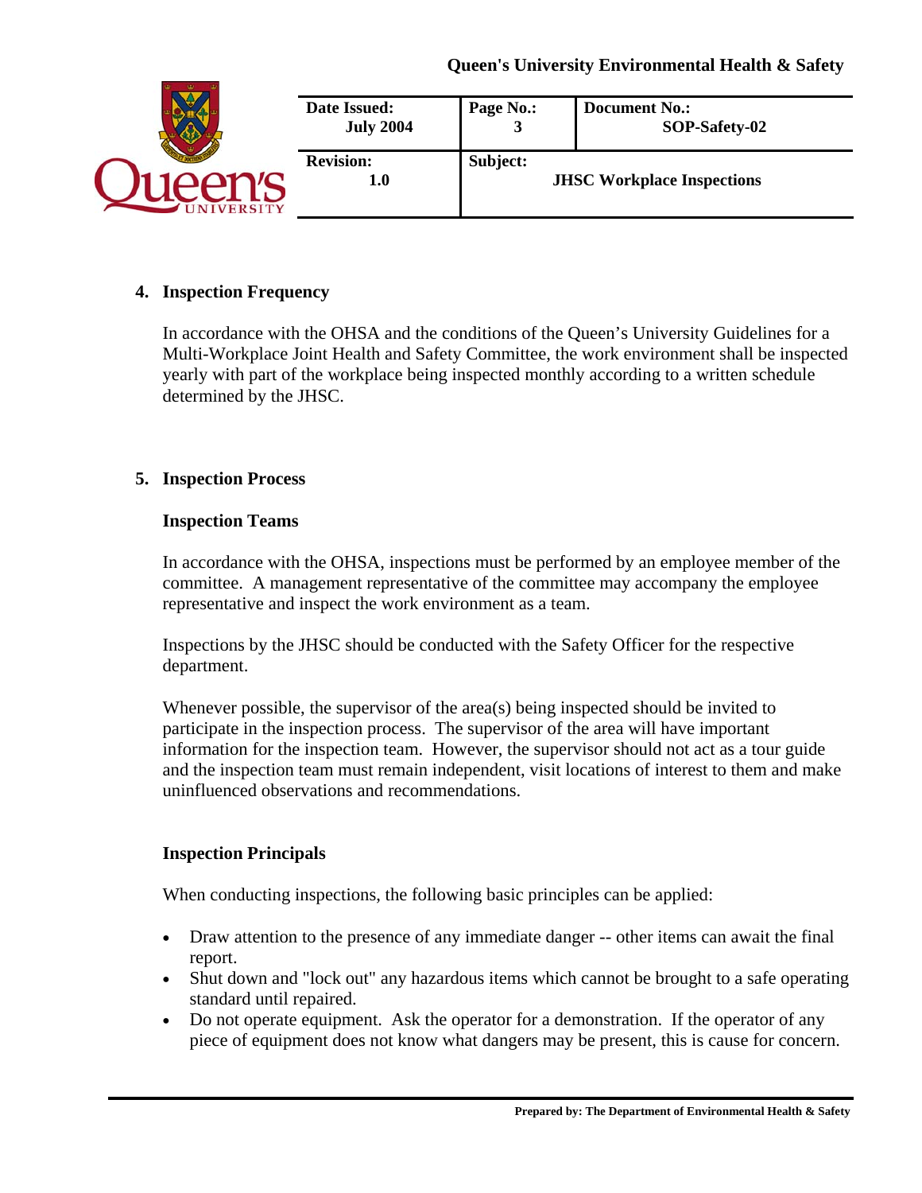## 4. Inspection Frequency

In accordance with the OHSA and the conditions of the Queen's University Guidelines for a Multi-Workplace Joint Health and Safety Committee, the work environment shall be inspected yearly with part of the workplace being inspected monthly according to a written schedule determined by the JHSC.

## 5. Inspection Process

### Inspection Teams

In accordance with the OHSA, inspections must be performed by an employee member of the committee. A management representative of the committee may accompany the employee representative and inspect the work environment as a team.

Inspections by the JHSC should be conducted with the Safety Officer for the respective department.

Whenever possible, the supervisor of the area(s) being inspected should be invited to participate in the inspection process. The supervisor of the area will have important information for the inspection team. However, the supervisor should not act as a tour guide and the inspection team must remain independent, visit locations of interest to them and make uninfluenced observations and recommendations.

### Inspection Principals

When conducting inspections, the following basic principles can be applied:

- Draw attention to the presence of any immediate danger -- other items can await the final report.
- Shut down and "lock out" any hazardous items which cannot be brought to a safe operating standard until repaired.
- Do not operate equipment. Ask the operator for a demonstration. If the operator of any piece of equipment does not know what dangers may be present, this is cause for concern.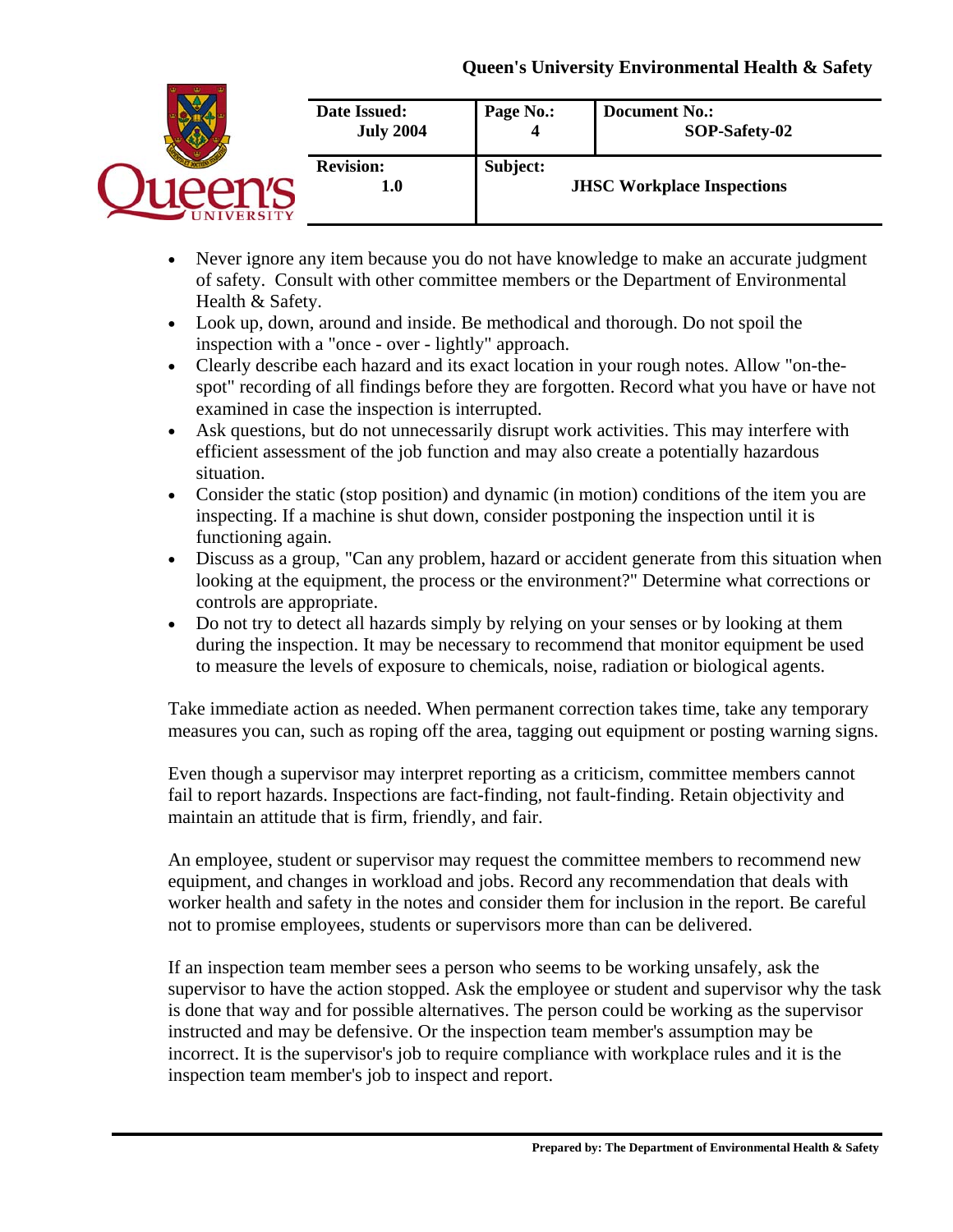- Never ignore any item because you do not have knowledge to make an accurate judgment of safety. Consult with other committee members or the Department of Environmental Health & Safety.
- Look up, down, around and inside. Be methodical and thorough. Do not spoil the inspection with a "once - over - lightly" approach.
- Clearly describe each hazard and its exact location in your rough notes. Allow "on-the-spot" recording of all findings before they are forgotten. Record what you have or have not examined in case the inspection is interrupted.
- Ask questions, but do not unnecessarily disrupt work activities. This may interfere with efficient assessment of the job function and may also create a potentially hazardous situation.
- Consider the static (stop position) and dynamic (in motion) conditions of the item you are inspecting. If a machine is shut down, consider postponing the inspection until it is functioning again.
- Discuss as a group, "Can any problem, hazard or accident generate from this situation when looking at the equipment, the process or the environment?" Determine what corrections or controls are appropriate.
- Do not try to detect all hazards simply by relying on your senses or by looking at them during the inspection. It may be necessary to recommend that monitor equipment be used to measure the levels of exposure to chemicals, noise, radiation or biological agents.

Take immediate action as needed. When permanent correction takes time, take any temporary measures you can, such as roping off the area, tagging out equipment or posting warning signs.

Even though a supervisor may interpret reporting as a criticism, committee members cannot fail to report hazards. Inspections are fact-finding, not fault-finding. Retain objectivity and maintain an attitude that is firm, friendly, and fair.

An employee, student or supervisor may request the committee members to recommend new equipment, and changes in workload and jobs. Record any recommendation that deals with worker health and safety in the notes and consider them for inclusion in the report. Be careful not to promise employees, students or supervisors more than can be delivered.

If an inspection team member sees a person who seems to be working unsafely, ask the supervisor to have the action stopped. Ask the employee or student and supervisor why the task is done that way and for possible alternatives. The person could be working as the supervisor instructed and may be defensive. Or the inspection team member's assumption may be incorrect. It is the supervisor's job to require compliance with workplace rules and it is the inspection team member's job to inspect and report.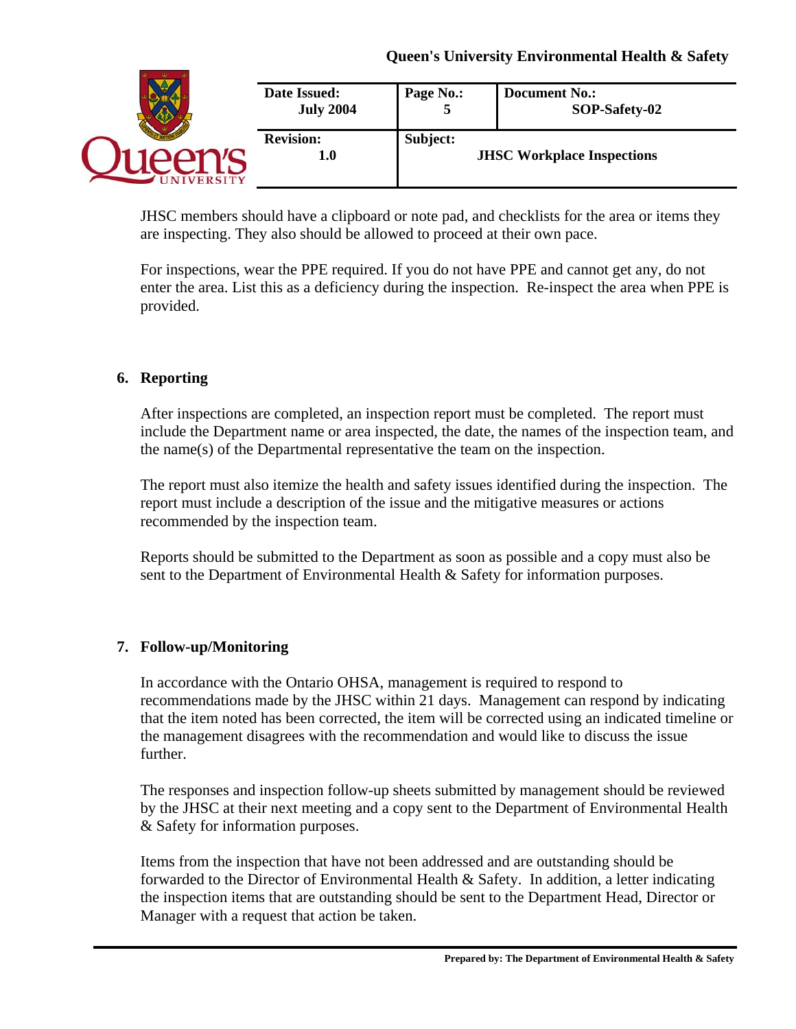JHSC members should have a clipboard or note pad, and checklists for the area or items they are inspecting. They also should be allowed to proceed at their own pace.

For inspections, wear the PPE required. If you do not have PPE and cannot get any, do not enter the area. List this as a deficiency during the inspection. Re-inspect the area when PPE is provided.

## 6. Reporting

After inspections are completed, an inspection report must be completed. The report must include the Department name or area inspected, the date, the names of the inspection team, and the name(s) of the Departmental representative the team on the inspection.

The report must also itemize the health and safety issues identified during the inspection. The report must include a description of the issue and the mitigative measures or actions recommended by the inspection team.

Reports should be submitted to the Department as soon as possible and a copy must also be sent to the Department of Environmental Health & Safety for information purposes.

## 7. Follow-up/Monitoring

In accordance with the Ontario OHSA, management is required to respond to recommendations made by the JHSC within 21 days. Management can respond by indicating that the item noted has been corrected, the item will be corrected using an indicated timeline or the management disagrees with the recommendation and would like to discuss the issue further.

The responses and inspection follow-up sheets submitted by management should be reviewed by the JHSC at their next meeting and a copy sent to the Department of Environmental Health & Safety for information purposes.

Items from the inspection that have not been addressed and are outstanding should be forwarded to the Director of Environmental Health & Safety. In addition, a letter indicating the inspection items that are outstanding should be sent to the Department Head, Director or Manager with a request that action be taken.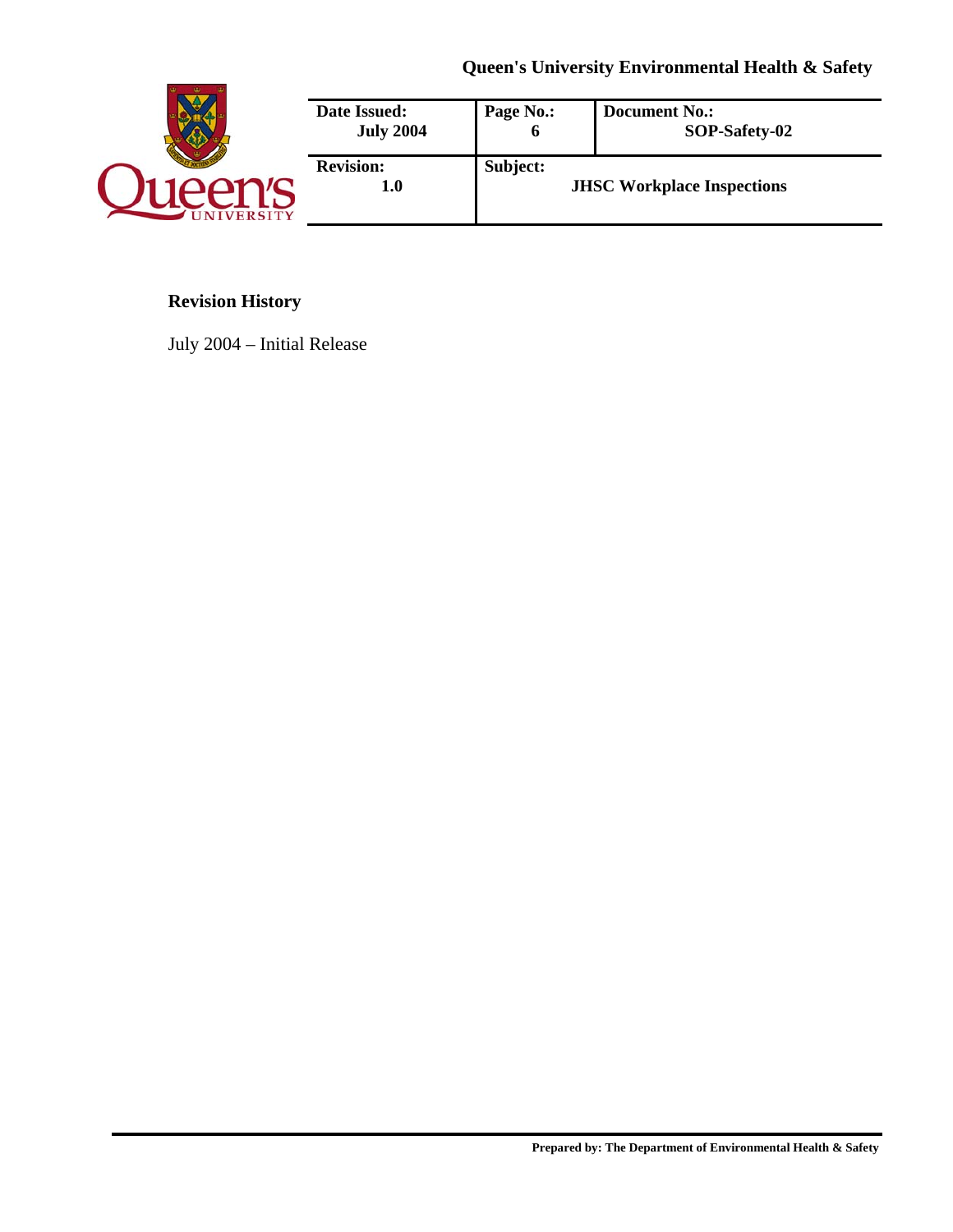## Revision History

July 2004 – Initial Release